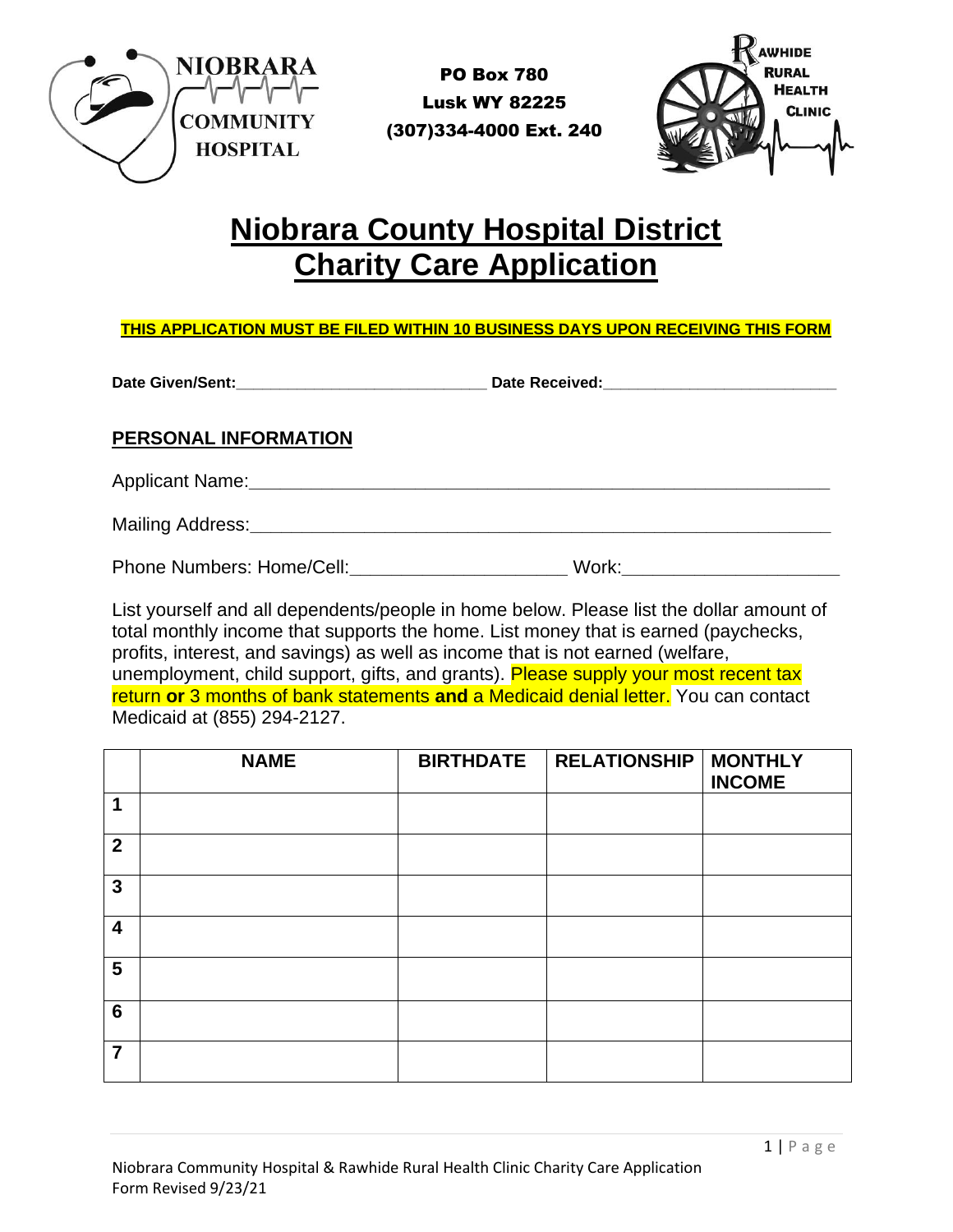NIOBRARA COMMUNITY HOSPITAL

PO Box 780
Lusk WY 82225
(307)334-4000 Ext. 240

RAWHIDE RURAL HEALTH CLINIC

# Niobrara County Hospital District Charity Care Application

**THIS APPLICATION MUST BE FILED WITHIN 10 BUSINESS DAYS UPON RECEIVING THIS FORM**

**Date Given/Sent:**______________________________ **Date Received:**____________________________

## PERSONAL INFORMATION

Applicant Name:___________________________________________________________

Mailing Address:___________________________________________________________

Phone Numbers: Home/Cell:_____________________ Work:_____________________

List yourself and all dependents/people in home below. Please list the dollar amount of total monthly income that supports the home. List money that is earned (paychecks, profits, interest, and savings) as well as income that is not earned (welfare, unemployment, child support, gifts, and grants). Please supply your most recent tax return **or** 3 months of bank statements **and** a Medicaid denial letter. You can contact Medicaid at (855) 294-2127.

| | NAME | BIRTHDATE | RELATIONSHIP | MONTHLY INCOME |
|---|---|---|---|---|
| **1** | | | | |
| **2** | | | | |
| **3** | | | | |
| **4** | | | | |
| **5** | | | | |
| **6** | | | | |
| **7** | | | | |

Niobrara Community Hospital & Rawhide Rural Health Clinic Charity Care Application
Form Revised 9/23/21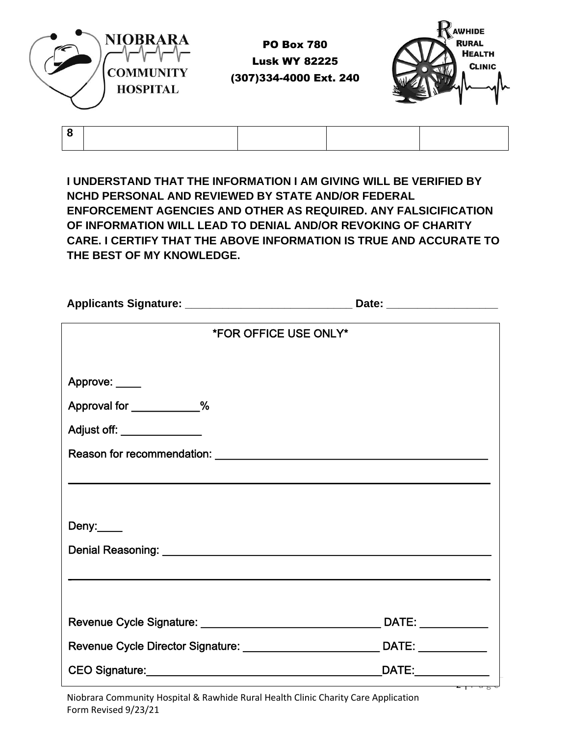NIOBRARA COMMUNITY HOSPITAL

PO Box 780
Lusk WY 82225
(307)334-4000 Ext. 240

RAWHIDE RURAL HEALTH CLINIC

| | | | | |
|---|---|---|---|---|
| 8 | | | | |

**I UNDERSTAND THAT THE INFORMATION I AM GIVING WILL BE VERIFIED BY NCHD PERSONAL AND REVIEWED BY STATE AND/OR FEDERAL ENFORCEMENT AGENCIES AND OTHER AS REQUIRED. ANY FALSICIFICATION OF INFORMATION WILL LEAD TO DENIAL AND/OR REVOKING OF CHARITY CARE. I CERTIFY THAT THE ABOVE INFORMATION IS TRUE AND ACCURATE TO THE BEST OF MY KNOWLEDGE.**

**Applicants Signature: ___________________________ Date: __________________**

*FOR OFFICE USE ONLY*

Approve: ____

Approval for ___________%

Adjust off: _____________

Reason for recommendation: ____________________________________________

_____________________________________________________________________

Deny:____

Denial Reasoning: ____________________________________________________

_____________________________________________________________________

Revenue Cycle Signature: ____________________________ DATE: ___________

Revenue Cycle Director Signature: _____________________ DATE: ___________

CEO Signature:_______________________________________DATE:____________

Niobrara Community Hospital & Rawhide Rural Health Clinic Charity Care Application
Form Revised 9/23/21